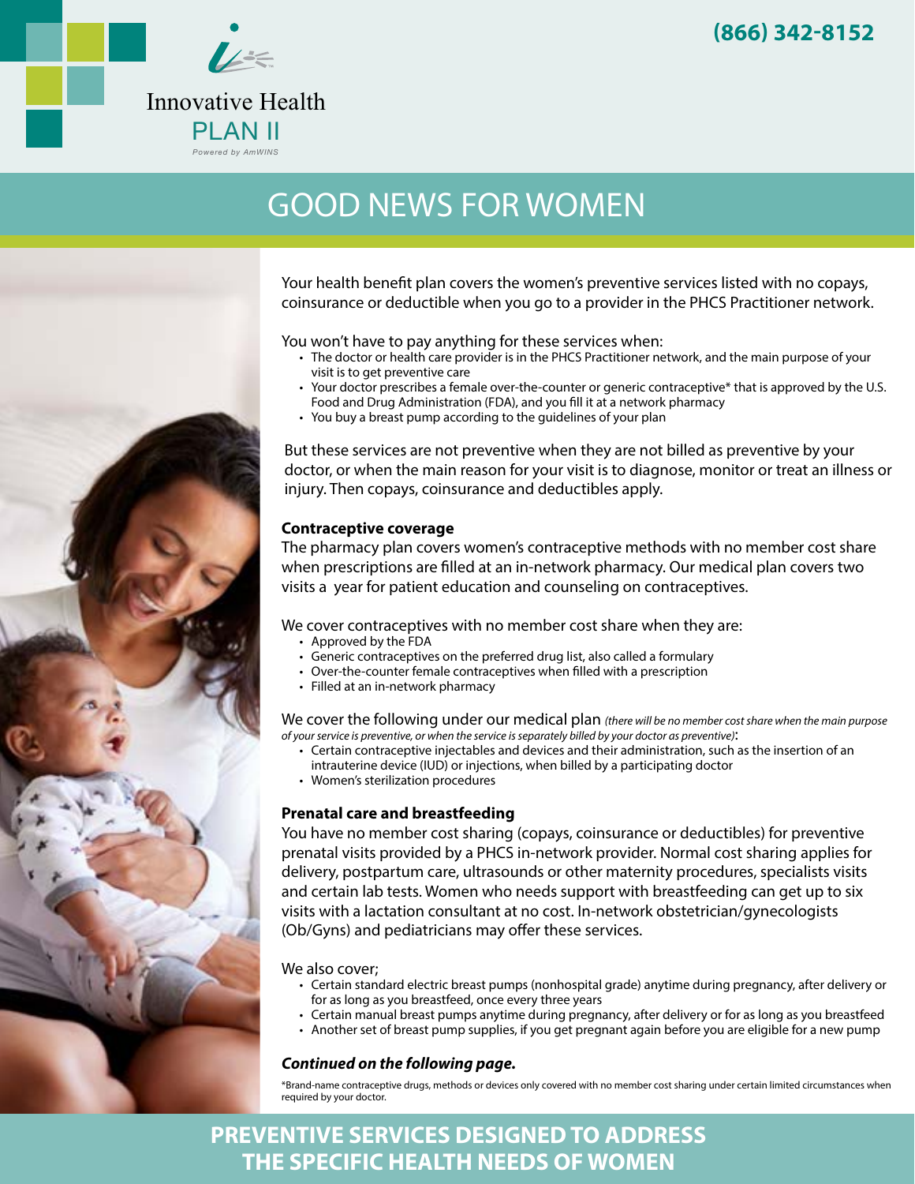(866) 342-8152

Innovative Health
PLAN II
*Powered by AmWINS*

# GOOD NEWS FOR WOMEN

Your health benefit plan covers the women's preventive services listed with no copays, coinsurance or deductible when you go to a provider in the PHCS Practitioner network.

You won't have to pay anything for these services when:

- The doctor or health care provider is in the PHCS Practitioner network, and the main purpose of your visit is to get preventive care
- Your doctor prescribes a female over-the-counter or generic contraceptive* that is approved by the U.S. Food and Drug Administration (FDA), and you fill it at a network pharmacy
- You buy a breast pump according to the guidelines of your plan

But these services are not preventive when they are not billed as preventive by your doctor, or when the main reason for your visit is to diagnose, monitor or treat an illness or injury. Then copays, coinsurance and deductibles apply.

### Contraceptive coverage

The pharmacy plan covers women's contraceptive methods with no member cost share when prescriptions are filled at an in-network pharmacy. Our medical plan covers two visits a year for patient education and counseling on contraceptives.

We cover contraceptives with no member cost share when they are:

- Approved by the FDA
- Generic contraceptives on the preferred drug list, also called a formulary
- Over-the-counter female contraceptives when filled with a prescription
- Filled at an in-network pharmacy

We cover the following under our medical plan *(there will be no member cost share when the main purpose of your service is preventive, or when the service is separately billed by your doctor as preventive)*:

- Certain contraceptive injectables and devices and their administration, such as the insertion of an intrauterine device (IUD) or injections, when billed by a participating doctor
- Women's sterilization procedures

### Prenatal care and breastfeeding

You have no member cost sharing (copays, coinsurance or deductibles) for preventive prenatal visits provided by a PHCS in-network provider. Normal cost sharing applies for delivery, postpartum care, ultrasounds or other maternity procedures, specialists visits and certain lab tests. Women who needs support with breastfeeding can get up to six visits with a lactation consultant at no cost. In-network obstetrician/gynecologists (Ob/Gyns) and pediatricians may offer these services.

We also cover;

- Certain standard electric breast pumps (nonhospital grade) anytime during pregnancy, after delivery or for as long as you breastfeed, once every three years
- Certain manual breast pumps anytime during pregnancy, after delivery or for as long as you breastfeed
- Another set of breast pump supplies, if you get pregnant again before you are eligible for a new pump

***Continued on the following page.***

*Brand-name contraceptive drugs, methods or devices only covered with no member cost sharing under certain limited circumstances when required by your doctor.

**PREVENTIVE SERVICES DESIGNED TO ADDRESS THE SPECIFIC HEALTH NEEDS OF WOMEN**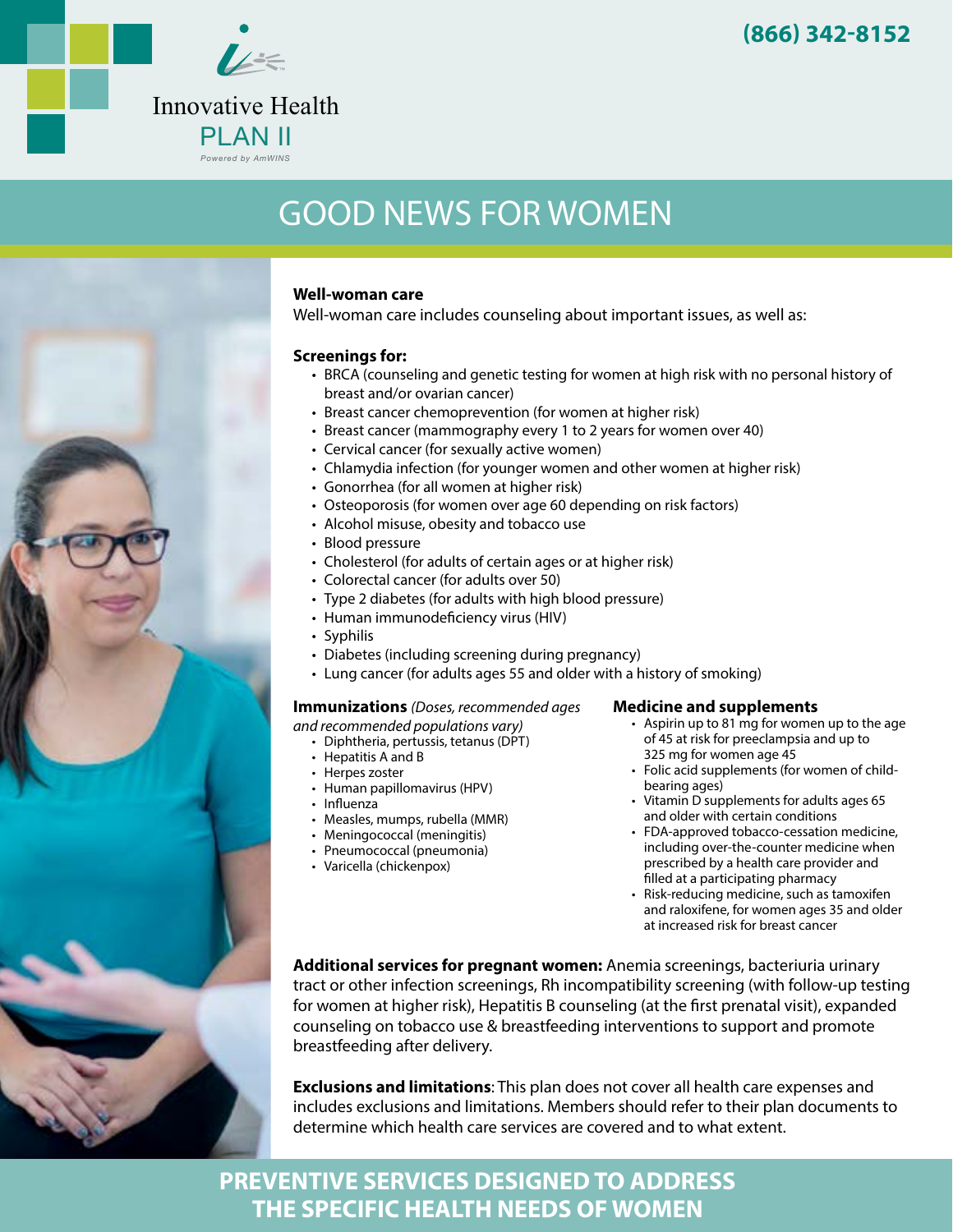(866) 342-8152

Innovative Health
PLAN II
*Powered by AmWINS*

# GOOD NEWS FOR WOMEN

**Well-woman care**
Well-woman care includes counseling about important issues, as well as:

**Screenings for:**

- BRCA (counseling and genetic testing for women at high risk with no personal history of breast and/or ovarian cancer)
- Breast cancer chemoprevention (for women at higher risk)
- Breast cancer (mammography every 1 to 2 years for women over 40)
- Cervical cancer (for sexually active women)
- Chlamydia infection (for younger women and other women at higher risk)
- Gonorrhea (for all women at higher risk)
- Osteoporosis (for women over age 60 depending on risk factors)
- Alcohol misuse, obesity and tobacco use
- Blood pressure
- Cholesterol (for adults of certain ages or at higher risk)
- Colorectal cancer (for adults over 50)
- Type 2 diabetes (for adults with high blood pressure)
- Human immunodeficiency virus (HIV)
- Syphilis
- Diabetes (including screening during pregnancy)
- Lung cancer (for adults ages 55 and older with a history of smoking)

**Immunizations** *(Doses, recommended ages and recommended populations vary)*

- Diphtheria, pertussis, tetanus (DPT)
- Hepatitis A and B
- Herpes zoster
- Human papillomavirus (HPV)
- Influenza
- Measles, mumps, rubella (MMR)
- Meningococcal (meningitis)
- Pneumococcal (pneumonia)
- Varicella (chickenpox)

**Medicine and supplements**

- Aspirin up to 81 mg for women up to the age of 45 at risk for preeclampsia and up to 325 mg for women age 45
- Folic acid supplements (for women of child-bearing ages)
- Vitamin D supplements for adults ages 65 and older with certain conditions
- FDA-approved tobacco-cessation medicine, including over-the-counter medicine when prescribed by a health care provider and filled at a participating pharmacy
- Risk-reducing medicine, such as tamoxifen and raloxifene, for women ages 35 and older at increased risk for breast cancer

**Additional services for pregnant women:** Anemia screenings, bacteriuria urinary tract or other infection screenings, Rh incompatibility screening (with follow-up testing for women at higher risk), Hepatitis B counseling (at the first prenatal visit), expanded counseling on tobacco use & breastfeeding interventions to support and promote breastfeeding after delivery.

**Exclusions and limitations**: This plan does not cover all health care expenses and includes exclusions and limitations. Members should refer to their plan documents to determine which health care services are covered and to what extent.

**PREVENTIVE SERVICES DESIGNED TO ADDRESS THE SPECIFIC HEALTH NEEDS OF WOMEN**